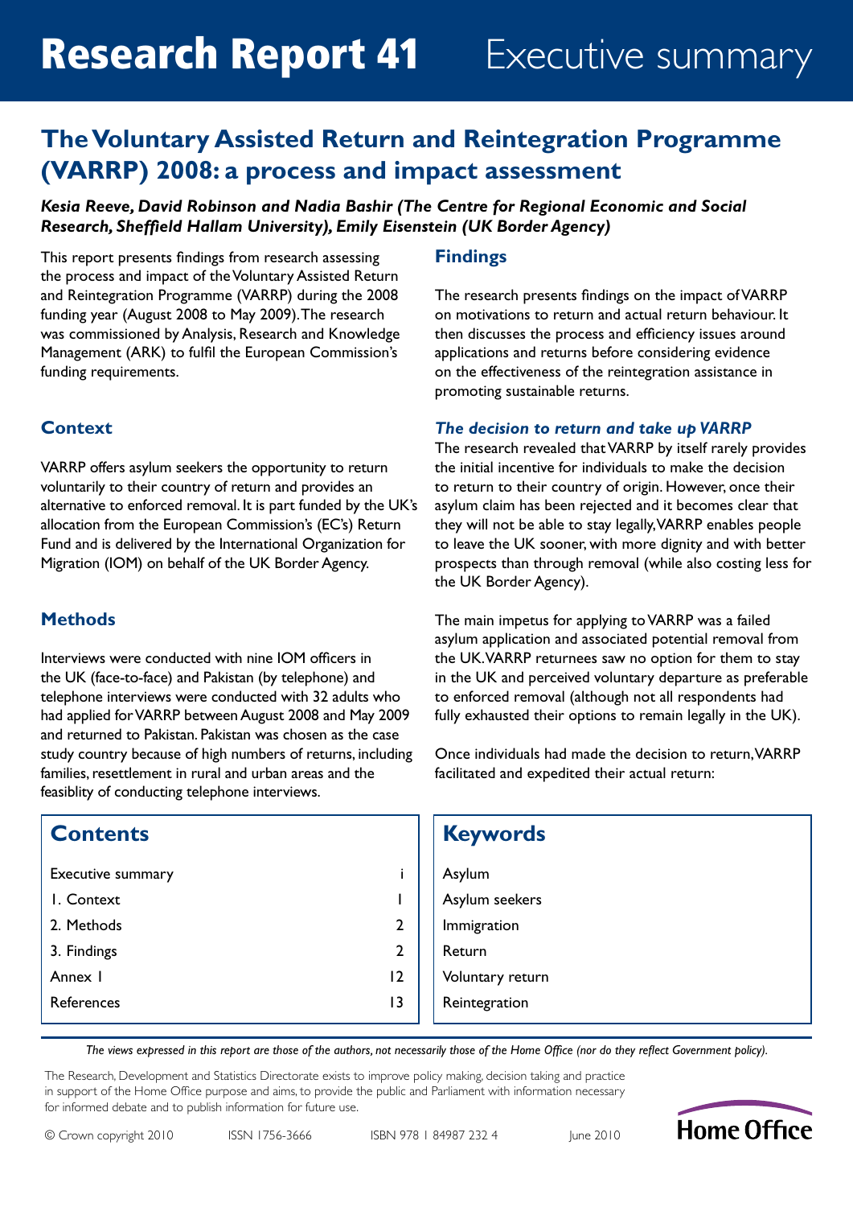# Research Report 41 Executive summary

## The Voluntary Assisted Return and Reintegration Programme (VARRP) 2008: a process and impact assessment

***Kesia Reeve, David Robinson and Nadia Bashir (The Centre for Regional Economic and Social Research, Sheffield Hallam University), Emily Eisenstein (UK Border Agency)***

This report presents findings from research assessing the process and impact of the Voluntary Assisted Return and Reintegration Programme (VARRP) during the 2008 funding year (August 2008 to May 2009). The research was commissioned by Analysis, Research and Knowledge Management (ARK) to fulfil the European Commission's funding requirements.

### Context

VARRP offers asylum seekers the opportunity to return voluntarily to their country of return and provides an alternative to enforced removal. It is part funded by the UK's allocation from the European Commission's (EC's) Return Fund and is delivered by the International Organization for Migration (IOM) on behalf of the UK Border Agency.

### Methods

Interviews were conducted with nine IOM officers in the UK (face-to-face) and Pakistan (by telephone) and telephone interviews were conducted with 32 adults who had applied for VARRP between August 2008 and May 2009 and returned to Pakistan. Pakistan was chosen as the case study country because of high numbers of returns, including families, resettlement in rural and urban areas and the feasiblity of conducting telephone interviews.

### Findings

The research presents findings on the impact of VARRP on motivations to return and actual return behaviour. It then discusses the process and efficiency issues around applications and returns before considering evidence on the effectiveness of the reintegration assistance in promoting sustainable returns.

#### *The decision to return and take up VARRP*

The research revealed that VARRP by itself rarely provides the initial incentive for individuals to make the decision to return to their country of origin. However, once their asylum claim has been rejected and it becomes clear that they will not be able to stay legally, VARRP enables people to leave the UK sooner, with more dignity and with better prospects than through removal (while also costing less for the UK Border Agency).

The main impetus for applying to VARRP was a failed asylum application and associated potential removal from the UK. VARRP returnees saw no option for them to stay in the UK and perceived voluntary departure as preferable to enforced removal (although not all respondents had fully exhausted their options to remain legally in the UK).

Once individuals had made the decision to return, VARRP facilitated and expedited their actual return:

## Contents

| | |
|---|---|
| Executive summary | i |
| 1. Context | 1 |
| 2. Methods | 2 |
| 3. Findings | 2 |
| Annex 1 | 12 |
| References | 13 |

## Keywords

Asylum
Asylum seekers
Immigration
Return
Voluntary return
Reintegration

*The views expressed in this report are those of the authors, not necessarily those of the Home Office (nor do they reflect Government policy).*

The Research, Development and Statistics Directorate exists to improve policy making, decision taking and practice in support of the Home Office purpose and aims, to provide the public and Parliament with information necessary for informed debate and to publish information for future use.

© Crown copyright 2010 ISSN 1756-3666 ISBN 978 1 84987 232 4 June 2010

Home Office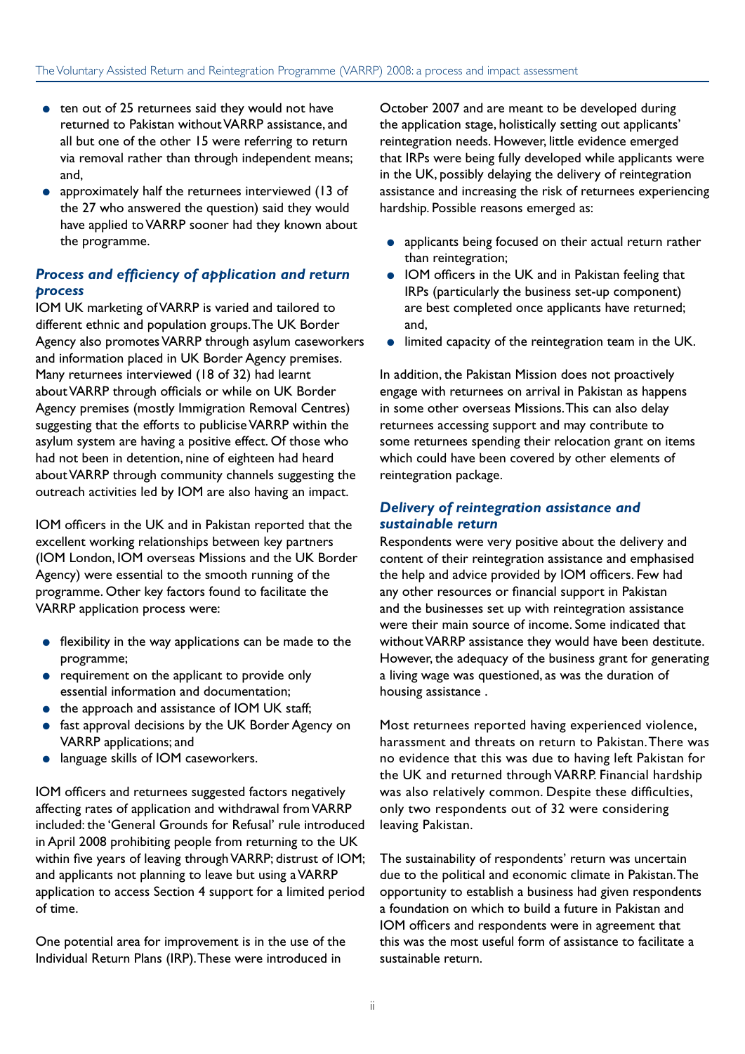- ten out of 25 returnees said they would not have returned to Pakistan without VARRP assistance, and all but one of the other 15 were referring to return via removal rather than through independent means; and,
- approximately half the returnees interviewed (13 of the 27 who answered the question) said they would have applied to VARRP sooner had they known about the programme.

### *Process and efficiency of application and return process*

IOM UK marketing of VARRP is varied and tailored to different ethnic and population groups. The UK Border Agency also promotes VARRP through asylum caseworkers and information placed in UK Border Agency premises. Many returnees interviewed (18 of 32) had learnt about VARRP through officials or while on UK Border Agency premises (mostly Immigration Removal Centres) suggesting that the efforts to publicise VARRP within the asylum system are having a positive effect. Of those who had not been in detention, nine of eighteen had heard about VARRP through community channels suggesting the outreach activities led by IOM are also having an impact.

IOM officers in the UK and in Pakistan reported that the excellent working relationships between key partners (IOM London, IOM overseas Missions and the UK Border Agency) were essential to the smooth running of the programme. Other key factors found to facilitate the VARRP application process were:

- flexibility in the way applications can be made to the programme;
- requirement on the applicant to provide only essential information and documentation;
- the approach and assistance of IOM UK staff;
- fast approval decisions by the UK Border Agency on VARRP applications; and
- language skills of IOM caseworkers.

IOM officers and returnees suggested factors negatively affecting rates of application and withdrawal from VARRP included: the 'General Grounds for Refusal' rule introduced in April 2008 prohibiting people from returning to the UK within five years of leaving through VARRP; distrust of IOM; and applicants not planning to leave but using a VARRP application to access Section 4 support for a limited period of time.

One potential area for improvement is in the use of the Individual Return Plans (IRP). These were introduced in October 2007 and are meant to be developed during the application stage, holistically setting out applicants' reintegration needs. However, little evidence emerged that IRPs were being fully developed while applicants were in the UK, possibly delaying the delivery of reintegration assistance and increasing the risk of returnees experiencing hardship. Possible reasons emerged as:

- applicants being focused on their actual return rather than reintegration;
- IOM officers in the UK and in Pakistan feeling that IRPs (particularly the business set-up component) are best completed once applicants have returned; and,
- limited capacity of the reintegration team in the UK.

In addition, the Pakistan Mission does not proactively engage with returnees on arrival in Pakistan as happens in some other overseas Missions. This can also delay returnees accessing support and may contribute to some returnees spending their relocation grant on items which could have been covered by other elements of reintegration package.

### *Delivery of reintegration assistance and sustainable return*

Respondents were very positive about the delivery and content of their reintegration assistance and emphasised the help and advice provided by IOM officers. Few had any other resources or financial support in Pakistan and the businesses set up with reintegration assistance were their main source of income. Some indicated that without VARRP assistance they would have been destitute. However, the adequacy of the business grant for generating a living wage was questioned, as was the duration of housing assistance .

Most returnees reported having experienced violence, harassment and threats on return to Pakistan. There was no evidence that this was due to having left Pakistan for the UK and returned through VARRP. Financial hardship was also relatively common. Despite these difficulties, only two respondents out of 32 were considering leaving Pakistan.

The sustainability of respondents' return was uncertain due to the political and economic climate in Pakistan. The opportunity to establish a business had given respondents a foundation on which to build a future in Pakistan and IOM officers and respondents were in agreement that this was the most useful form of assistance to facilitate a sustainable return.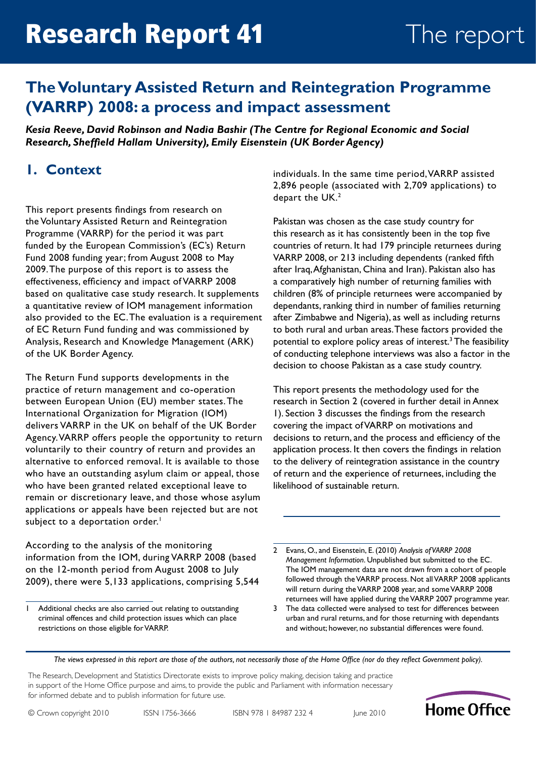# Research Report 41

The report

## The Voluntary Assisted Return and Reintegration Programme (VARRP) 2008: a process and impact assessment

***Kesia Reeve, David Robinson and Nadia Bashir (The Centre for Regional Economic and Social Research, Sheffield Hallam University), Emily Eisenstein (UK Border Agency)***

## 1. Context

This report presents findings from research on the Voluntary Assisted Return and Reintegration Programme (VARRP) for the period it was part funded by the European Commission's (EC's) Return Fund 2008 funding year; from August 2008 to May 2009. The purpose of this report is to assess the effectiveness, efficiency and impact of VARRP 2008 based on qualitative case study research. It supplements a quantitative review of IOM management information also provided to the EC. The evaluation is a requirement of EC Return Fund funding and was commissioned by Analysis, Research and Knowledge Management (ARK) of the UK Border Agency.

The Return Fund supports developments in the practice of return management and co-operation between European Union (EU) member states. The International Organization for Migration (IOM) delivers VARRP in the UK on behalf of the UK Border Agency. VARRP offers people the opportunity to return voluntarily to their country of return and provides an alternative to enforced removal. It is available to those who have an outstanding asylum claim or appeal, those who have been granted related exceptional leave to remain or discretionary leave, and those whose asylum applications or appeals have been rejected but are not subject to a deportation order.[1]

According to the analysis of the monitoring information from the IOM, during VARRP 2008 (based on the 12-month period from August 2008 to July 2009), there were 5,133 applications, comprising 5,544 individuals. In the same time period, VARRP assisted 2,896 people (associated with 2,709 applications) to depart the UK.[2]

Pakistan was chosen as the case study country for this research as it has consistently been in the top five countries of return. It had 179 principle returnees during VARRP 2008, or 213 including dependents (ranked fifth after Iraq, Afghanistan, China and Iran). Pakistan also has a comparatively high number of returning families with children (8% of principle returnees were accompanied by dependants, ranking third in number of families returning after Zimbabwe and Nigeria), as well as including returns to both rural and urban areas. These factors provided the potential to explore policy areas of interest.[3] The feasibility of conducting telephone interviews was also a factor in the decision to choose Pakistan as a case study country.

This report presents the methodology used for the research in Section 2 (covered in further detail in Annex 1). Section 3 discusses the findings from the research covering the impact of VARRP on motivations and decisions to return, and the process and efficiency of the application process. It then covers the findings in relation to the delivery of reintegration assistance in the country of return and the experience of returnees, including the likelihood of sustainable return.

---

1 Additional checks are also carried out relating to outstanding criminal offences and child protection issues which can place restrictions on those eligible for VARRP.

2 Evans, O., and Eisenstein, E. (2010) *Analysis of VARRP 2008 Management Information*. Unpublished but submitted to the EC. The IOM management data are not drawn from a cohort of people followed through the VARRP process. Not all VARRP 2008 applicants will return during the VARRP 2008 year, and some VARRP 2008 returnees will have applied during the VARRP 2007 programme year.

3 The data collected were analysed to test for differences between urban and rural returns, and for those returning with dependants and without; however, no substantial differences were found.

---

*The views expressed in this report are those of the authors, not necessarily those of the Home Office (nor do they reflect Government policy).*

The Research, Development and Statistics Directorate exists to improve policy making, decision taking and practice in support of the Home Office purpose and aims, to provide the public and Parliament with information necessary for informed debate and to publish information for future use.

© Crown copyright 2010 ISSN 1756-3666 ISBN 978 1 84987 232 4 June 2010

Home Office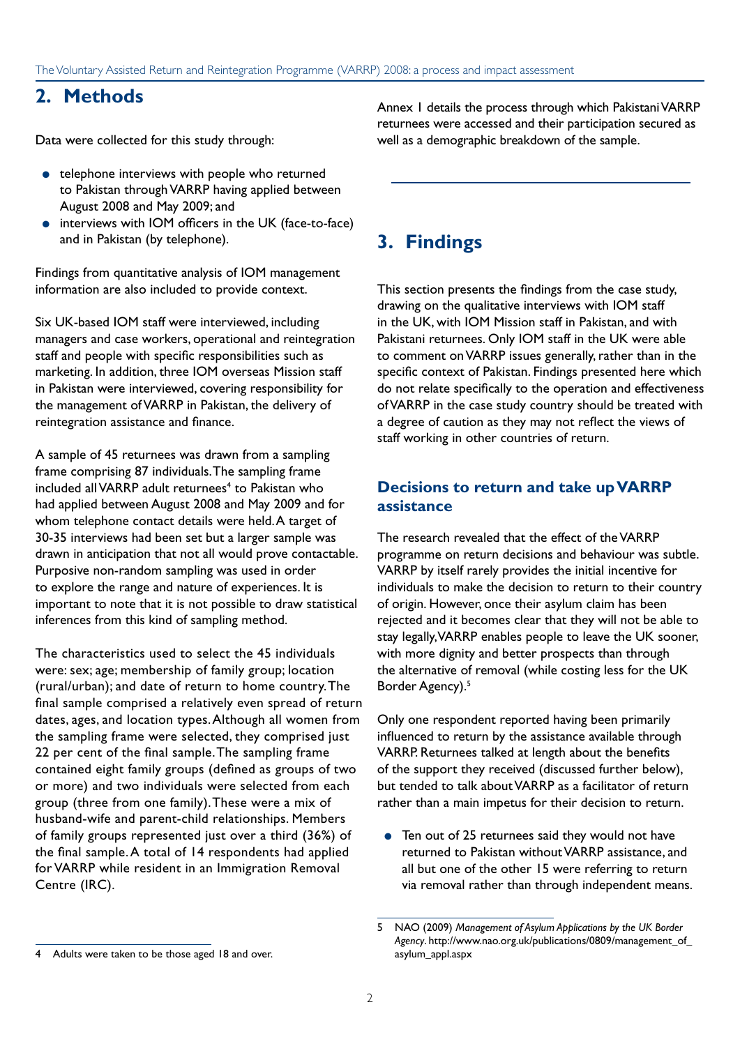## 2. Methods

Data were collected for this study through:

- telephone interviews with people who returned to Pakistan through VARRP having applied between August 2008 and May 2009; and
- interviews with IOM officers in the UK (face-to-face) and in Pakistan (by telephone).

Findings from quantitative analysis of IOM management information are also included to provide context.

Six UK-based IOM staff were interviewed, including managers and case workers, operational and reintegration staff and people with specific responsibilities such as marketing. In addition, three IOM overseas Mission staff in Pakistan were interviewed, covering responsibility for the management of VARRP in Pakistan, the delivery of reintegration assistance and finance.

A sample of 45 returnees was drawn from a sampling frame comprising 87 individuals. The sampling frame included all VARRP adult returnees[4] to Pakistan who had applied between August 2008 and May 2009 and for whom telephone contact details were held. A target of 30-35 interviews had been set but a larger sample was drawn in anticipation that not all would prove contactable. Purposive non-random sampling was used in order to explore the range and nature of experiences. It is important to note that it is not possible to draw statistical inferences from this kind of sampling method.

The characteristics used to select the 45 individuals were: sex; age; membership of family group; location (rural/urban); and date of return to home country. The final sample comprised a relatively even spread of return dates, ages, and location types. Although all women from the sampling frame were selected, they comprised just 22 per cent of the final sample. The sampling frame contained eight family groups (defined as groups of two or more) and two individuals were selected from each group (three from one family). These were a mix of husband-wife and parent-child relationships. Members of family groups represented just over a third (36%) of the final sample. A total of 14 respondents had applied for VARRP while resident in an Immigration Removal Centre (IRC).

Annex 1 details the process through which Pakistani VARRP returnees were accessed and their participation secured as well as a demographic breakdown of the sample.

## 3. Findings

This section presents the findings from the case study, drawing on the qualitative interviews with IOM staff in the UK, with IOM Mission staff in Pakistan, and with Pakistani returnees. Only IOM staff in the UK were able to comment on VARRP issues generally, rather than in the specific context of Pakistan. Findings presented here which do not relate specifically to the operation and effectiveness of VARRP in the case study country should be treated with a degree of caution as they may not reflect the views of staff working in other countries of return.

### Decisions to return and take up VARRP assistance

The research revealed that the effect of the VARRP programme on return decisions and behaviour was subtle. VARRP by itself rarely provides the initial incentive for individuals to make the decision to return to their country of origin. However, once their asylum claim has been rejected and it becomes clear that they will not be able to stay legally, VARRP enables people to leave the UK sooner, with more dignity and better prospects than through the alternative of removal (while costing less for the UK Border Agency).[5]

Only one respondent reported having been primarily influenced to return by the assistance available through VARRP. Returnees talked at length about the benefits of the support they received (discussed further below), but tended to talk about VARRP as a facilitator of return rather than a main impetus for their decision to return.

- Ten out of 25 returnees said they would not have returned to Pakistan without VARRP assistance, and all but one of the other 15 were referring to return via removal rather than through independent means.

---

4 Adults were taken to be those aged 18 and over.

5 NAO (2009) *Management of Asylum Applications by the UK Border Agency*. http://www.nao.org.uk/publications/0809/management_of_asylum_appl.aspx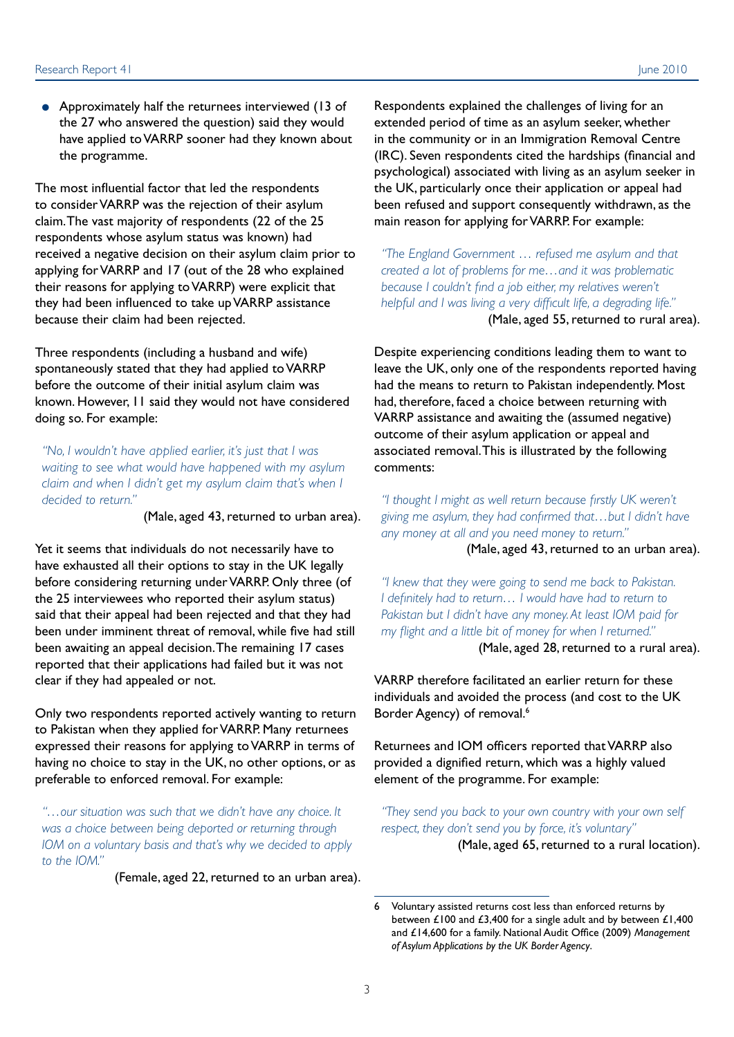- Approximately half the returnees interviewed (13 of the 27 who answered the question) said they would have applied to VARRP sooner had they known about the programme.

The most influential factor that led the respondents to consider VARRP was the rejection of their asylum claim. The vast majority of respondents (22 of the 25 respondents whose asylum status was known) had received a negative decision on their asylum claim prior to applying for VARRP and 17 (out of the 28 who explained their reasons for applying to VARRP) were explicit that they had been influenced to take up VARRP assistance because their claim had been rejected.

Three respondents (including a husband and wife) spontaneously stated that they had applied to VARRP before the outcome of their initial asylum claim was known. However, 11 said they would not have considered doing so. For example:

> *"No, I wouldn't have applied earlier, it's just that I was waiting to see what would have happened with my asylum claim and when I didn't get my asylum claim that's when I decided to return."*
>
> (Male, aged 43, returned to urban area).

Yet it seems that individuals do not necessarily have to have exhausted all their options to stay in the UK legally before considering returning under VARRP. Only three (of the 25 interviewees who reported their asylum status) said that their appeal had been rejected and that they had been under imminent threat of removal, while five had still been awaiting an appeal decision. The remaining 17 cases reported that their applications had failed but it was not clear if they had appealed or not.

Only two respondents reported actively wanting to return to Pakistan when they applied for VARRP. Many returnees expressed their reasons for applying to VARRP in terms of having no choice to stay in the UK, no other options, or as preferable to enforced removal. For example:

> *"…our situation was such that we didn't have any choice. It was a choice between being deported or returning through IOM on a voluntary basis and that's why we decided to apply to the IOM."*
>
> (Female, aged 22, returned to an urban area).

Respondents explained the challenges of living for an extended period of time as an asylum seeker, whether in the community or in an Immigration Removal Centre (IRC). Seven respondents cited the hardships (financial and psychological) associated with living as an asylum seeker in the UK, particularly once their application or appeal had been refused and support consequently withdrawn, as the main reason for applying for VARRP. For example:

> *"The England Government … refused me asylum and that created a lot of problems for me…and it was problematic because I couldn't find a job either, my relatives weren't helpful and I was living a very difficult life, a degrading life."*
>
> (Male, aged 55, returned to rural area).

Despite experiencing conditions leading them to want to leave the UK, only one of the respondents reported having had the means to return to Pakistan independently. Most had, therefore, faced a choice between returning with VARRP assistance and awaiting the (assumed negative) outcome of their asylum application or appeal and associated removal. This is illustrated by the following comments:

> *"I thought I might as well return because firstly UK weren't giving me asylum, they had confirmed that…but I didn't have any money at all and you need money to return."*
>
> (Male, aged 43, returned to an urban area).

> *"I knew that they were going to send me back to Pakistan. I definitely had to return… I would have had to return to Pakistan but I didn't have any money. At least IOM paid for my flight and a little bit of money for when I returned."*
>
> (Male, aged 28, returned to a rural area).

VARRP therefore facilitated an earlier return for these individuals and avoided the process (and cost to the UK Border Agency) of removal.[6]

Returnees and IOM officers reported that VARRP also provided a dignified return, which was a highly valued element of the programme. For example:

> *"They send you back to your own country with your own self respect, they don't send you by force, it's voluntary"*
>
> (Male, aged 65, returned to a rural location).

6 Voluntary assisted returns cost less than enforced returns by between £100 and £3,400 for a single adult and by between £1,400 and £14,600 for a family. National Audit Office (2009) *Management of Asylum Applications by the UK Border Agency*.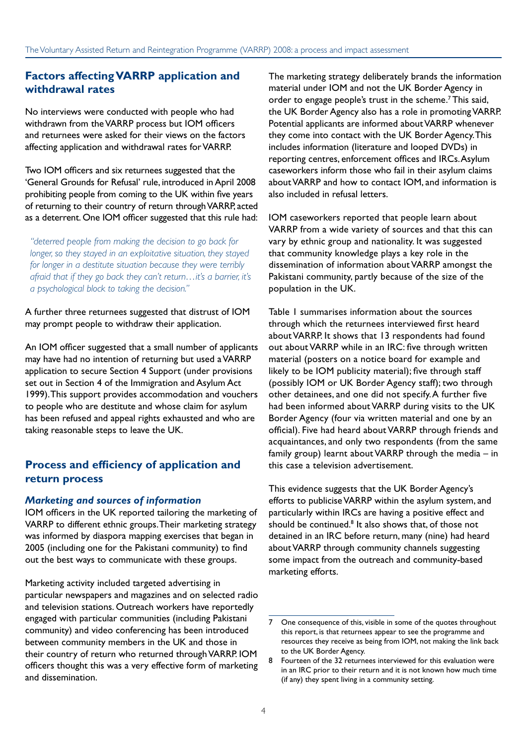## Factors affecting VARRP application and withdrawal rates

No interviews were conducted with people who had withdrawn from the VARRP process but IOM officers and returnees were asked for their views on the factors affecting application and withdrawal rates for VARRP.

Two IOM officers and six returnees suggested that the 'General Grounds for Refusal' rule, introduced in April 2008 prohibiting people from coming to the UK within five years of returning to their country of return through VARRP, acted as a deterrent. One IOM officer suggested that this rule had:

> *"deterred people from making the decision to go back for longer, so they stayed in an exploitative situation, they stayed for longer in a destitute situation because they were terribly afraid that if they go back they can't return…it's a barrier, it's a psychological block to taking the decision."*

A further three returnees suggested that distrust of IOM may prompt people to withdraw their application.

An IOM officer suggested that a small number of applicants may have had no intention of returning but used a VARRP application to secure Section 4 Support (under provisions set out in Section 4 of the Immigration and Asylum Act 1999). This support provides accommodation and vouchers to people who are destitute and whose claim for asylum has been refused and appeal rights exhausted and who are taking reasonable steps to leave the UK.

## Process and efficiency of application and return process

### *Marketing and sources of information*

IOM officers in the UK reported tailoring the marketing of VARRP to different ethnic groups. Their marketing strategy was informed by diaspora mapping exercises that began in 2005 (including one for the Pakistani community) to find out the best ways to communicate with these groups.

Marketing activity included targeted advertising in particular newspapers and magazines and on selected radio and television stations. Outreach workers have reportedly engaged with particular communities (including Pakistani community) and video conferencing has been introduced between community members in the UK and those in their country of return who returned through VARRP. IOM officers thought this was a very effective form of marketing and dissemination.

The marketing strategy deliberately brands the information material under IOM and not the UK Border Agency in order to engage people's trust in the scheme.[7] This said, the UK Border Agency also has a role in promoting VARRP. Potential applicants are informed about VARRP whenever they come into contact with the UK Border Agency. This includes information (literature and looped DVDs) in reporting centres, enforcement offices and IRCs. Asylum caseworkers inform those who fail in their asylum claims about VARRP and how to contact IOM, and information is also included in refusal letters.

IOM caseworkers reported that people learn about VARRP from a wide variety of sources and that this can vary by ethnic group and nationality. It was suggested that community knowledge plays a key role in the dissemination of information about VARRP amongst the Pakistani community, partly because of the size of the population in the UK.

Table 1 summarises information about the sources through which the returnees interviewed first heard about VARRP. It shows that 13 respondents had found out about VARRP while in an IRC: five through written material (posters on a notice board for example and likely to be IOM publicity material); five through staff (possibly IOM or UK Border Agency staff); two through other detainees, and one did not specify. A further five had been informed about VARRP during visits to the UK Border Agency (four via written material and one by an official). Five had heard about VARRP through friends and acquaintances, and only two respondents (from the same family group) learnt about VARRP through the media – in this case a television advertisement.

This evidence suggests that the UK Border Agency's efforts to publicise VARRP within the asylum system, and particularly within IRCs are having a positive effect and should be continued.[8] It also shows that, of those not detained in an IRC before return, many (nine) had heard about VARRP through community channels suggesting some impact from the outreach and community-based marketing efforts.

---

7 One consequence of this, visible in some of the quotes throughout this report, is that returnees appear to see the programme and resources they receive as being from IOM, not making the link back to the UK Border Agency.

8 Fourteen of the 32 returnees interviewed for this evaluation were in an IRC prior to their return and it is not known how much time (if any) they spent living in a community setting.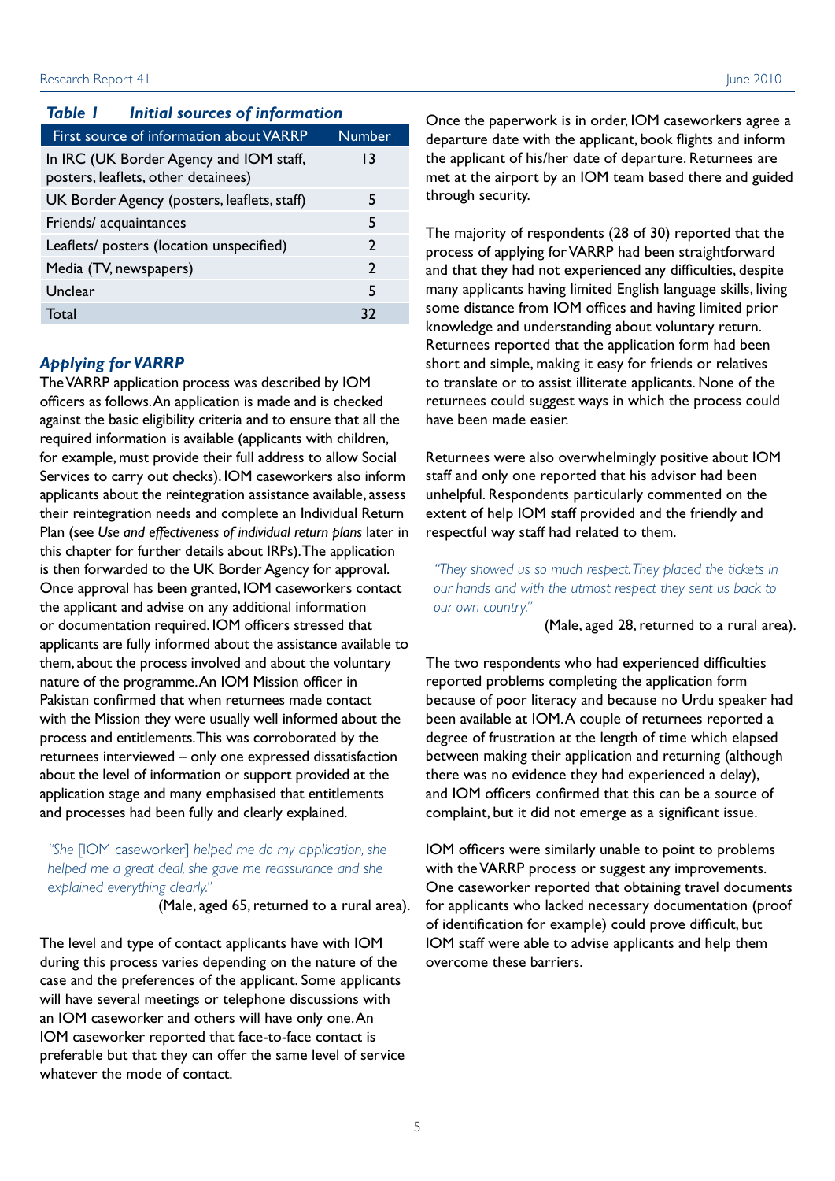**Table 1 Initial sources of information**

| First source of information about VARRP | Number |
| --- | --- |
| In IRC (UK Border Agency and IOM staff, posters, leaflets, other detainees) | 13 |
| UK Border Agency (posters, leaflets, staff) | 5 |
| Friends/ acquaintances | 5 |
| Leaflets/ posters (location unspecified) | 2 |
| Media (TV, newspapers) | 2 |
| Unclear | 5 |
| Total | 32 |

### Applying for VARRP

The VARRP application process was described by IOM officers as follows. An application is made and is checked against the basic eligibility criteria and to ensure that all the required information is available (applicants with children, for example, must provide their full address to allow Social Services to carry out checks). IOM caseworkers also inform applicants about the reintegration assistance available, assess their reintegration needs and complete an Individual Return Plan (see *Use and effectiveness of individual return plans* later in this chapter for further details about IRPs). The application is then forwarded to the UK Border Agency for approval. Once approval has been granted, IOM caseworkers contact the applicant and advise on any additional information or documentation required. IOM officers stressed that applicants are fully informed about the assistance available to them, about the process involved and about the voluntary nature of the programme. An IOM Mission officer in Pakistan confirmed that when returnees made contact with the Mission they were usually well informed about the process and entitlements. This was corroborated by the returnees interviewed – only one expressed dissatisfaction about the level of information or support provided at the application stage and many emphasised that entitlements and processes had been fully and clearly explained.

> *"She [IOM caseworker] helped me do my application, she helped me a great deal, she gave me reassurance and she explained everything clearly."*
>
> (Male, aged 65, returned to a rural area).

The level and type of contact applicants have with IOM during this process varies depending on the nature of the case and the preferences of the applicant. Some applicants will have several meetings or telephone discussions with an IOM caseworker and others will have only one. An IOM caseworker reported that face-to-face contact is preferable but that they can offer the same level of service whatever the mode of contact.

Once the paperwork is in order, IOM caseworkers agree a departure date with the applicant, book flights and inform the applicant of his/her date of departure. Returnees are met at the airport by an IOM team based there and guided through security.

The majority of respondents (28 of 30) reported that the process of applying for VARRP had been straightforward and that they had not experienced any difficulties, despite many applicants having limited English language skills, living some distance from IOM offices and having limited prior knowledge and understanding about voluntary return. Returnees reported that the application form had been short and simple, making it easy for friends or relatives to translate or to assist illiterate applicants. None of the returnees could suggest ways in which the process could have been made easier.

Returnees were also overwhelmingly positive about IOM staff and only one reported that his advisor had been unhelpful. Respondents particularly commented on the extent of help IOM staff provided and the friendly and respectful way staff had related to them.

> *"They showed us so much respect. They placed the tickets in our hands and with the utmost respect they sent us back to our own country."*
>
> (Male, aged 28, returned to a rural area).

The two respondents who had experienced difficulties reported problems completing the application form because of poor literacy and because no Urdu speaker had been available at IOM. A couple of returnees reported a degree of frustration at the length of time which elapsed between making their application and returning (although there was no evidence they had experienced a delay), and IOM officers confirmed that this can be a source of complaint, but it did not emerge as a significant issue.

IOM officers were similarly unable to point to problems with the VARRP process or suggest any improvements. One caseworker reported that obtaining travel documents for applicants who lacked necessary documentation (proof of identification for example) could prove difficult, but IOM staff were able to advise applicants and help them overcome these barriers.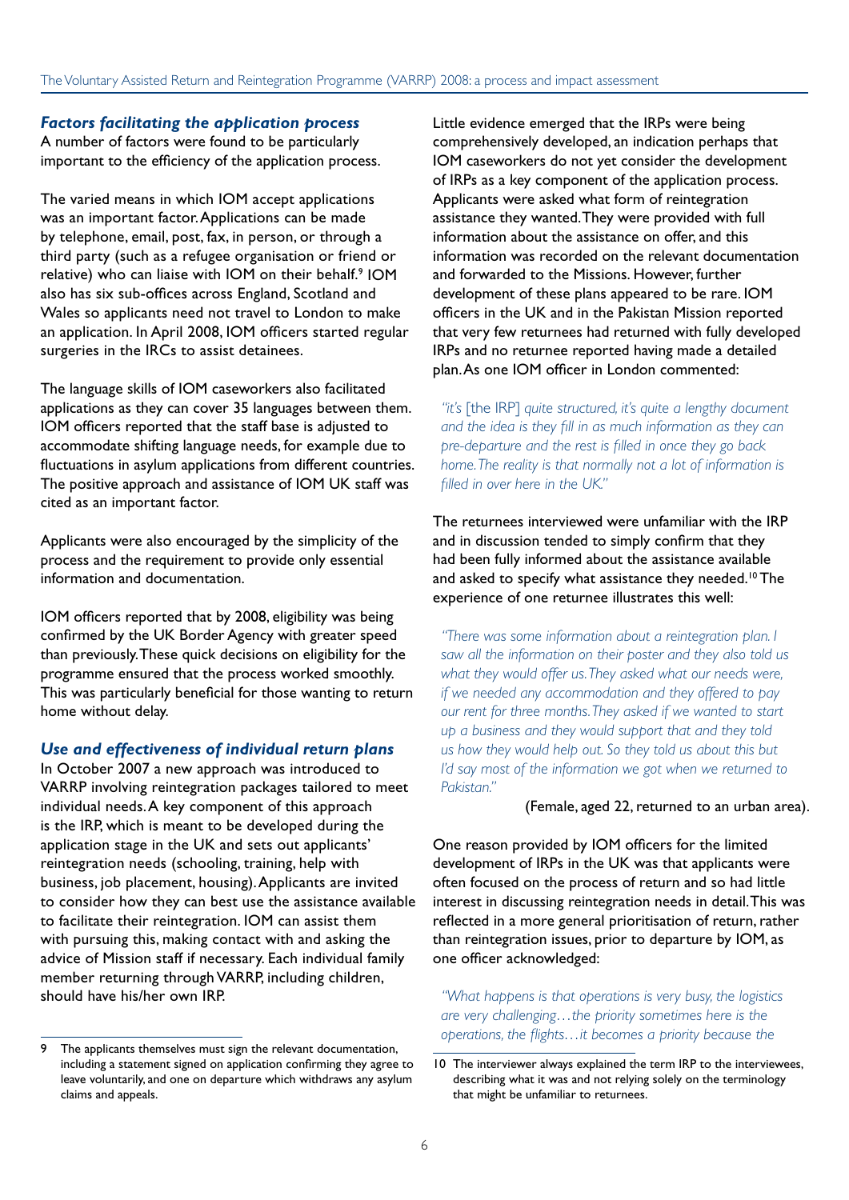### *Factors facilitating the application process*

A number of factors were found to be particularly important to the efficiency of the application process.

The varied means in which IOM accept applications was an important factor. Applications can be made by telephone, email, post, fax, in person, or through a third party (such as a refugee organisation or friend or relative) who can liaise with IOM on their behalf.[9] IOM also has six sub-offices across England, Scotland and Wales so applicants need not travel to London to make an application. In April 2008, IOM officers started regular surgeries in the IRCs to assist detainees.

The language skills of IOM caseworkers also facilitated applications as they can cover 35 languages between them. IOM officers reported that the staff base is adjusted to accommodate shifting language needs, for example due to fluctuations in asylum applications from different countries. The positive approach and assistance of IOM UK staff was cited as an important factor.

Applicants were also encouraged by the simplicity of the process and the requirement to provide only essential information and documentation.

IOM officers reported that by 2008, eligibility was being confirmed by the UK Border Agency with greater speed than previously. These quick decisions on eligibility for the programme ensured that the process worked smoothly. This was particularly beneficial for those wanting to return home without delay.

### *Use and effectiveness of individual return plans*

In October 2007 a new approach was introduced to VARRP involving reintegration packages tailored to meet individual needs. A key component of this approach is the IRP, which is meant to be developed during the application stage in the UK and sets out applicants' reintegration needs (schooling, training, help with business, job placement, housing). Applicants are invited to consider how they can best use the assistance available to facilitate their reintegration. IOM can assist them with pursuing this, making contact with and asking the advice of Mission staff if necessary. Each individual family member returning through VARRP, including children, should have his/her own IRP.

Little evidence emerged that the IRPs were being comprehensively developed, an indication perhaps that IOM caseworkers do not yet consider the development of IRPs as a key component of the application process. Applicants were asked what form of reintegration assistance they wanted. They were provided with full information about the assistance on offer, and this information was recorded on the relevant documentation and forwarded to the Missions. However, further development of these plans appeared to be rare. IOM officers in the UK and in the Pakistan Mission reported that very few returnees had returned with fully developed IRPs and no returnee reported having made a detailed plan. As one IOM officer in London commented:

> *"it's* [the IRP] *quite structured, it's quite a lengthy document and the idea is they fill in as much information as they can pre-departure and the rest is filled in once they go back home. The reality is that normally not a lot of information is filled in over here in the UK."*

The returnees interviewed were unfamiliar with the IRP and in discussion tended to simply confirm that they had been fully informed about the assistance available and asked to specify what assistance they needed.[10] The experience of one returnee illustrates this well:

> *"There was some information about a reintegration plan. I saw all the information on their poster and they also told us what they would offer us. They asked what our needs were, if we needed any accommodation and they offered to pay our rent for three months. They asked if we wanted to start up a business and they would support that and they told us how they would help out. So they told us about this but I'd say most of the information we got when we returned to Pakistan."*
>
> (Female, aged 22, returned to an urban area).

One reason provided by IOM officers for the limited development of IRPs in the UK was that applicants were often focused on the process of return and so had little interest in discussing reintegration needs in detail. This was reflected in a more general prioritisation of return, rather than reintegration issues, prior to departure by IOM, as one officer acknowledged:

> *"What happens is that operations is very busy, the logistics are very challenging…the priority sometimes here is the operations, the flights…it becomes a priority because the*

---

9 The applicants themselves must sign the relevant documentation, including a statement signed on application confirming they agree to leave voluntarily, and one on departure which withdraws any asylum claims and appeals.

10 The interviewer always explained the term IRP to the interviewees, describing what it was and not relying solely on the terminology that might be unfamiliar to returnees.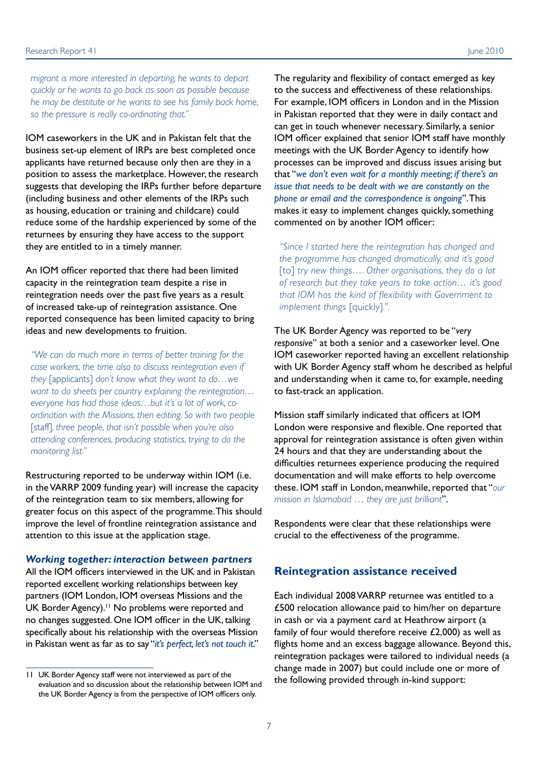*migrant is more interested in departing, he wants to depart quickly or he wants to go back as soon as possible because he may be destitute or he wants to see his family back home, so the pressure is really co-ordinating that."*

IOM caseworkers in the UK and in Pakistan felt that the business set-up element of IRPs are best completed once applicants have returned because only then are they in a position to assess the marketplace. However, the research suggests that developing the IRPs further before departure (including business and other elements of the IRPs such as housing, education or training and childcare) could reduce some of the hardship experienced by some of the returnees by ensuring they have access to the support they are entitled to in a timely manner.

An IOM officer reported that there had been limited capacity in the reintegration team despite a rise in reintegration needs over the past five years as a result of increased take-up of reintegration assistance. One reported consequence has been limited capacity to bring ideas and new developments to fruition.

> *"We can do much more in terms of better training for the case workers, the time also to discuss reintegration even if they* [applicants] *don't know what they want to do…we want to do sheets per country explaining the reintegration… everyone has had those ideas…but it's a lot of work, co-ordination with the Missions, then editing. So with two people* [staff]*, three people, that isn't possible when you're also attending conferences, producing statistics, trying to do the monitoring list."*

Restructuring reported to be underway within IOM (i.e. in the VARRP 2009 funding year) will increase the capacity of the reintegration team to six members, allowing for greater focus on this aspect of the programme. This should improve the level of frontline reintegration assistance and attention to this issue at the application stage.

### *Working together: interaction between partners*

All the IOM officers interviewed in the UK and in Pakistan reported excellent working relationships between key partners (IOM London, IOM overseas Missions and the UK Border Agency).[11] No problems were reported and no changes suggested. One IOM officer in the UK, talking specifically about his relationship with the overseas Mission in Pakistan went as far as to say "*it's perfect, let's not touch it.*"

[11] UK Border Agency staff were not interviewed as part of the evaluation and so discussion about the relationship between IOM and the UK Border Agency is from the perspective of IOM officers only.

The regularity and flexibility of contact emerged as key to the success and effectiveness of these relationships. For example, IOM officers in London and in the Mission in Pakistan reported that they were in daily contact and can get in touch whenever necessary. Similarly, a senior IOM officer explained that senior IOM staff have monthly meetings with the UK Border Agency to identify how processes can be improved and discuss issues arising but that "*we don't even wait for a monthly meeting; if there's an issue that needs to be dealt with we are constantly on the phone or email and the correspondence is ongoing*". This makes it easy to implement changes quickly, something commented on by another IOM officer:

> *"Since I started here the reintegration has changed and the programme has changed dramatically, and it's good* [to] *try new things…. Other organisations, they do a lot of research but they take years to take action… it's good that IOM has the kind of flexibility with Government to implement things* [quickly]*."*

The UK Border Agency was reported to be "*very responsive*" at both a senior and a caseworker level. One IOM caseworker reported having an excellent relationship with UK Border Agency staff whom he described as helpful and understanding when it came to, for example, needing to fast-track an application.

Mission staff similarly indicated that officers at IOM London were responsive and flexible. One reported that approval for reintegration assistance is often given within 24 hours and that they are understanding about the difficulties returnees experience producing the required documentation and will make efforts to help overcome these. IOM staff in London, meanwhile, reported that "*our mission in Islamabad … they are just brilliant*".

Respondents were clear that these relationships were crucial to the effectiveness of the programme.

## Reintegration assistance received

Each individual 2008 VARRP returnee was entitled to a £500 relocation allowance paid to him/her on departure in cash or via a payment card at Heathrow airport (a family of four would therefore receive £2,000) as well as flights home and an excess baggage allowance. Beyond this, reintegration packages were tailored to individual needs (a change made in 2007) but could include one or more of the following provided through in-kind support: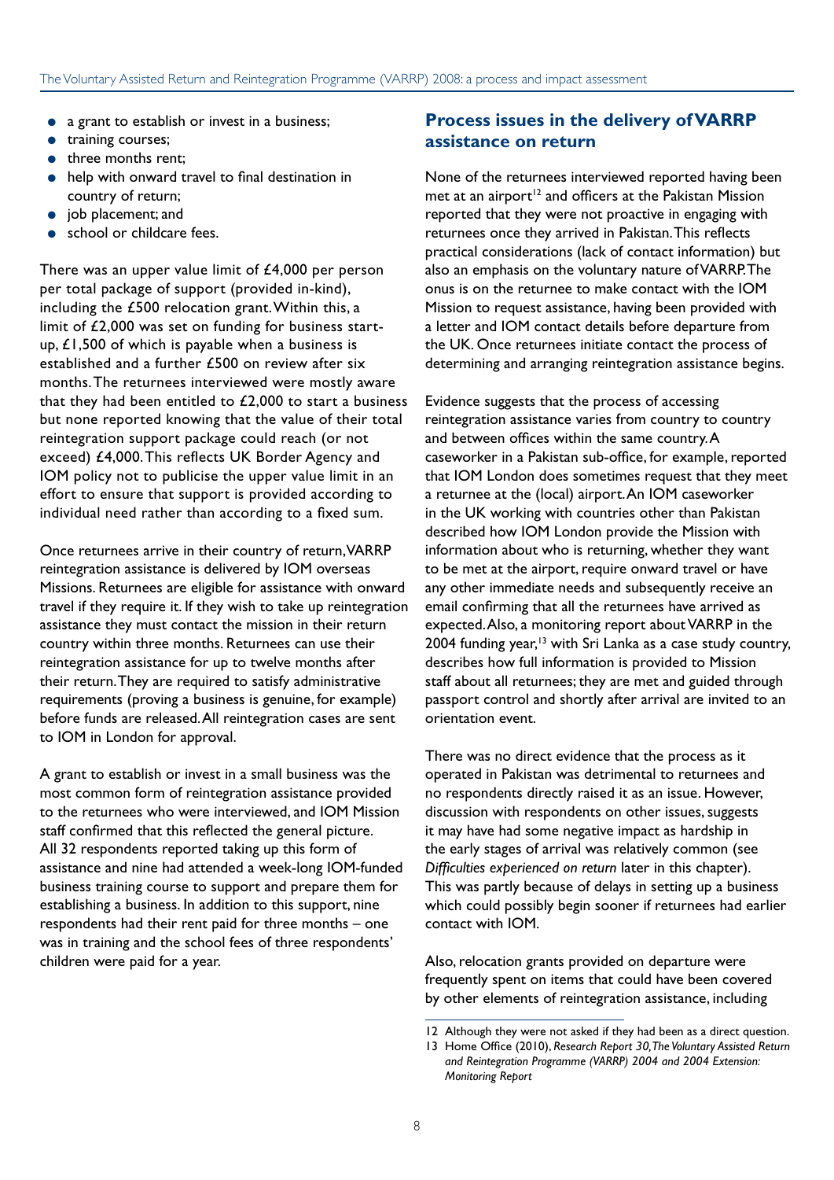- a grant to establish or invest in a business;
- training courses;
- three months rent;
- help with onward travel to final destination in country of return;
- job placement; and
- school or childcare fees.

There was an upper value limit of £4,000 per person per total package of support (provided in-kind), including the £500 relocation grant. Within this, a limit of £2,000 was set on funding for business start-up, £1,500 of which is payable when a business is established and a further £500 on review after six months. The returnees interviewed were mostly aware that they had been entitled to £2,000 to start a business but none reported knowing that the value of their total reintegration support package could reach (or not exceed) £4,000. This reflects UK Border Agency and IOM policy not to publicise the upper value limit in an effort to ensure that support is provided according to individual need rather than according to a fixed sum.

Once returnees arrive in their country of return, VARRP reintegration assistance is delivered by IOM overseas Missions. Returnees are eligible for assistance with onward travel if they require it. If they wish to take up reintegration assistance they must contact the mission in their return country within three months. Returnees can use their reintegration assistance for up to twelve months after their return. They are required to satisfy administrative requirements (proving a business is genuine, for example) before funds are released. All reintegration cases are sent to IOM in London for approval.

A grant to establish or invest in a small business was the most common form of reintegration assistance provided to the returnees who were interviewed, and IOM Mission staff confirmed that this reflected the general picture. All 32 respondents reported taking up this form of assistance and nine had attended a week-long IOM-funded business training course to support and prepare them for establishing a business. In addition to this support, nine respondents had their rent paid for three months – one was in training and the school fees of three respondents' children were paid for a year.

## Process issues in the delivery of VARRP assistance on return

None of the returnees interviewed reported having been met at an airport[12] and officers at the Pakistan Mission reported that they were not proactive in engaging with returnees once they arrived in Pakistan. This reflects practical considerations (lack of contact information) but also an emphasis on the voluntary nature of VARRP. The onus is on the returnee to make contact with the IOM Mission to request assistance, having been provided with a letter and IOM contact details before departure from the UK. Once returnees initiate contact the process of determining and arranging reintegration assistance begins.

Evidence suggests that the process of accessing reintegration assistance varies from country to country and between offices within the same country. A caseworker in a Pakistan sub-office, for example, reported that IOM London does sometimes request that they meet a returnee at the (local) airport. An IOM caseworker in the UK working with countries other than Pakistan described how IOM London provide the Mission with information about who is returning, whether they want to be met at the airport, require onward travel or have any other immediate needs and subsequently receive an email confirming that all the returnees have arrived as expected. Also, a monitoring report about VARRP in the 2004 funding year,[13] with Sri Lanka as a case study country, describes how full information is provided to Mission staff about all returnees; they are met and guided through passport control and shortly after arrival are invited to an orientation event.

There was no direct evidence that the process as it operated in Pakistan was detrimental to returnees and no respondents directly raised it as an issue. However, discussion with respondents on other issues, suggests it may have had some negative impact as hardship in the early stages of arrival was relatively common (see *Difficulties experienced on return* later in this chapter). This was partly because of delays in setting up a business which could possibly begin sooner if returnees had earlier contact with IOM.

Also, relocation grants provided on departure were frequently spent on items that could have been covered by other elements of reintegration assistance, including

---

12 Although they were not asked if they had been as a direct question.

13 Home Office (2010), *Research Report 30, The Voluntary Assisted Return and Reintegration Programme (VARRP) 2004 and 2004 Extension: Monitoring Report*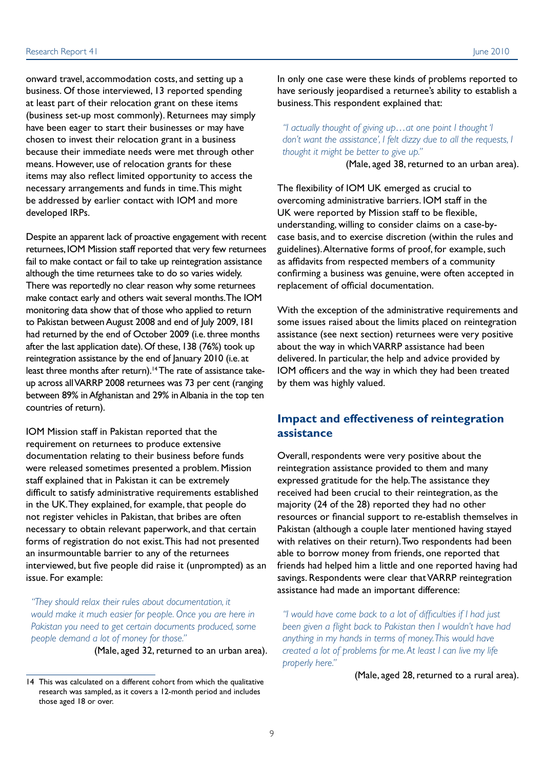onward travel, accommodation costs, and setting up a business. Of those interviewed, 13 reported spending at least part of their relocation grant on these items (business set-up most commonly). Returnees may simply have been eager to start their businesses or may have chosen to invest their relocation grant in a business because their immediate needs were met through other means. However, use of relocation grants for these items may also reflect limited opportunity to access the necessary arrangements and funds in time. This might be addressed by earlier contact with IOM and more developed IRPs.

Despite an apparent lack of proactive engagement with recent returnees, IOM Mission staff reported that very few returnees fail to make contact or fail to take up reintegration assistance although the time returnees take to do so varies widely. There was reportedly no clear reason why some returnees make contact early and others wait several months. The IOM monitoring data show that of those who applied to return to Pakistan between August 2008 and end of July 2009, 181 had returned by the end of October 2009 (i.e. three months after the last application date). Of these, 138 (76%) took up reintegration assistance by the end of January 2010 (i.e. at least three months after return).[14] The rate of assistance take-up across all VARRP 2008 returnees was 73 per cent (ranging between 89% in Afghanistan and 29% in Albania in the top ten countries of return).

IOM Mission staff in Pakistan reported that the requirement on returnees to produce extensive documentation relating to their business before funds were released sometimes presented a problem. Mission staff explained that in Pakistan it can be extremely difficult to satisfy administrative requirements established in the UK. They explained, for example, that people do not register vehicles in Pakistan, that bribes are often necessary to obtain relevant paperwork, and that certain forms of registration do not exist. This had not presented an insurmountable barrier to any of the returnees interviewed, but five people did raise it (unprompted) as an issue. For example:

> *"They should relax their rules about documentation, it would make it much easier for people. Once you are here in Pakistan you need to get certain documents produced, some people demand a lot of money for those."*
>
> (Male, aged 32, returned to an urban area).

In only one case were these kinds of problems reported to have seriously jeopardised a returnee's ability to establish a business. This respondent explained that:

> *"I actually thought of giving up…at one point I thought 'I don't want the assistance', I felt dizzy due to all the requests, I thought it might be better to give up."*
>
> (Male, aged 38, returned to an urban area).

The flexibility of IOM UK emerged as crucial to overcoming administrative barriers. IOM staff in the UK were reported by Mission staff to be flexible, understanding, willing to consider claims on a case-by-case basis, and to exercise discretion (within the rules and guidelines). Alternative forms of proof, for example, such as affidavits from respected members of a community confirming a business was genuine, were often accepted in replacement of official documentation.

With the exception of the administrative requirements and some issues raised about the limits placed on reintegration assistance (see next section) returnees were very positive about the way in which VARRP assistance had been delivered. In particular, the help and advice provided by IOM officers and the way in which they had been treated by them was highly valued.

## Impact and effectiveness of reintegration assistance

Overall, respondents were very positive about the reintegration assistance provided to them and many expressed gratitude for the help. The assistance they received had been crucial to their reintegration, as the majority (24 of the 28) reported they had no other resources or financial support to re-establish themselves in Pakistan (although a couple later mentioned having stayed with relatives on their return). Two respondents had been able to borrow money from friends, one reported that friends had helped him a little and one reported having had savings. Respondents were clear that VARRP reintegration assistance had made an important difference:

> *"I would have come back to a lot of difficulties if I had just been given a flight back to Pakistan then I wouldn't have had anything in my hands in terms of money. This would have created a lot of problems for me. At least I can live my life properly here."*
>
> (Male, aged 28, returned to a rural area).

---

14 This was calculated on a different cohort from which the qualitative research was sampled, as it covers a 12-month period and includes those aged 18 or over.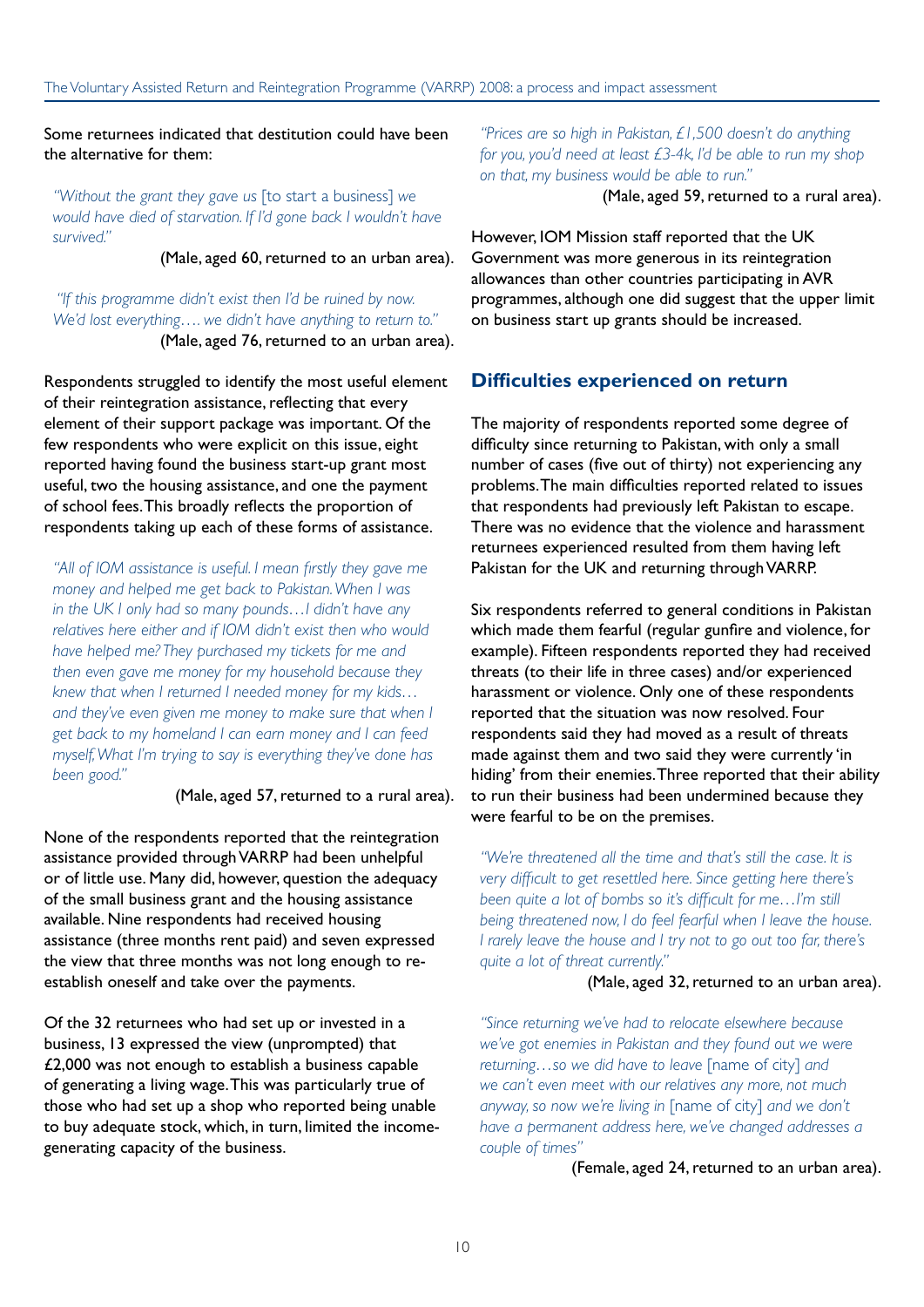Some returnees indicated that destitution could have been the alternative for them:

> *"Without the grant they gave us* [to start a business] *we would have died of starvation. If I'd gone back I wouldn't have survived."*
>
> (Male, aged 60, returned to an urban area).

> *"If this programme didn't exist then I'd be ruined by now. We'd lost everything…. we didn't have anything to return to."*
>
> (Male, aged 76, returned to an urban area).

Respondents struggled to identify the most useful element of their reintegration assistance, reflecting that every element of their support package was important. Of the few respondents who were explicit on this issue, eight reported having found the business start-up grant most useful, two the housing assistance, and one the payment of school fees. This broadly reflects the proportion of respondents taking up each of these forms of assistance.

> *"All of IOM assistance is useful. I mean firstly they gave me money and helped me get back to Pakistan. When I was in the UK I only had so many pounds…I didn't have any relatives here either and if IOM didn't exist then who would have helped me? They purchased my tickets for me and then even gave me money for my household because they knew that when I returned I needed money for my kids… and they've even given me money to make sure that when I get back to my homeland I can earn money and I can feed myself, What I'm trying to say is everything they've done has been good."*
>
> (Male, aged 57, returned to a rural area).

None of the respondents reported that the reintegration assistance provided through VARRP had been unhelpful or of little use. Many did, however, question the adequacy of the small business grant and the housing assistance available. Nine respondents had received housing assistance (three months rent paid) and seven expressed the view that three months was not long enough to re-establish oneself and take over the payments.

Of the 32 returnees who had set up or invested in a business, 13 expressed the view (unprompted) that £2,000 was not enough to establish a business capable of generating a living wage. This was particularly true of those who had set up a shop who reported being unable to buy adequate stock, which, in turn, limited the income-generating capacity of the business.

> *"Prices are so high in Pakistan, £1,500 doesn't do anything for you, you'd need at least £3-4k, I'd be able to run my shop on that, my business would be able to run."*
>
> (Male, aged 59, returned to a rural area).

However, IOM Mission staff reported that the UK Government was more generous in its reintegration allowances than other countries participating in AVR programmes, although one did suggest that the upper limit on business start up grants should be increased.

## Difficulties experienced on return

The majority of respondents reported some degree of difficulty since returning to Pakistan, with only a small number of cases (five out of thirty) not experiencing any problems. The main difficulties reported related to issues that respondents had previously left Pakistan to escape. There was no evidence that the violence and harassment returnees experienced resulted from them having left Pakistan for the UK and returning through VARRP.

Six respondents referred to general conditions in Pakistan which made them fearful (regular gunfire and violence, for example). Fifteen respondents reported they had received threats (to their life in three cases) and/or experienced harassment or violence. Only one of these respondents reported that the situation was now resolved. Four respondents said they had moved as a result of threats made against them and two said they were currently 'in hiding' from their enemies. Three reported that their ability to run their business had been undermined because they were fearful to be on the premises.

> *"We're threatened all the time and that's still the case. It is very difficult to get resettled here. Since getting here there's been quite a lot of bombs so it's difficult for me…I'm still being threatened now, I do feel fearful when I leave the house. I rarely leave the house and I try not to go out too far, there's quite a lot of threat currently."*
>
> (Male, aged 32, returned to an urban area).

> *"Since returning we've had to relocate elsewhere because we've got enemies in Pakistan and they found out we were returning…so we did have to leave* [name of city] *and we can't even meet with our relatives any more, not much anyway, so now we're living in* [name of city] *and we don't have a permanent address here, we've changed addresses a couple of times"*
>
> (Female, aged 24, returned to an urban area).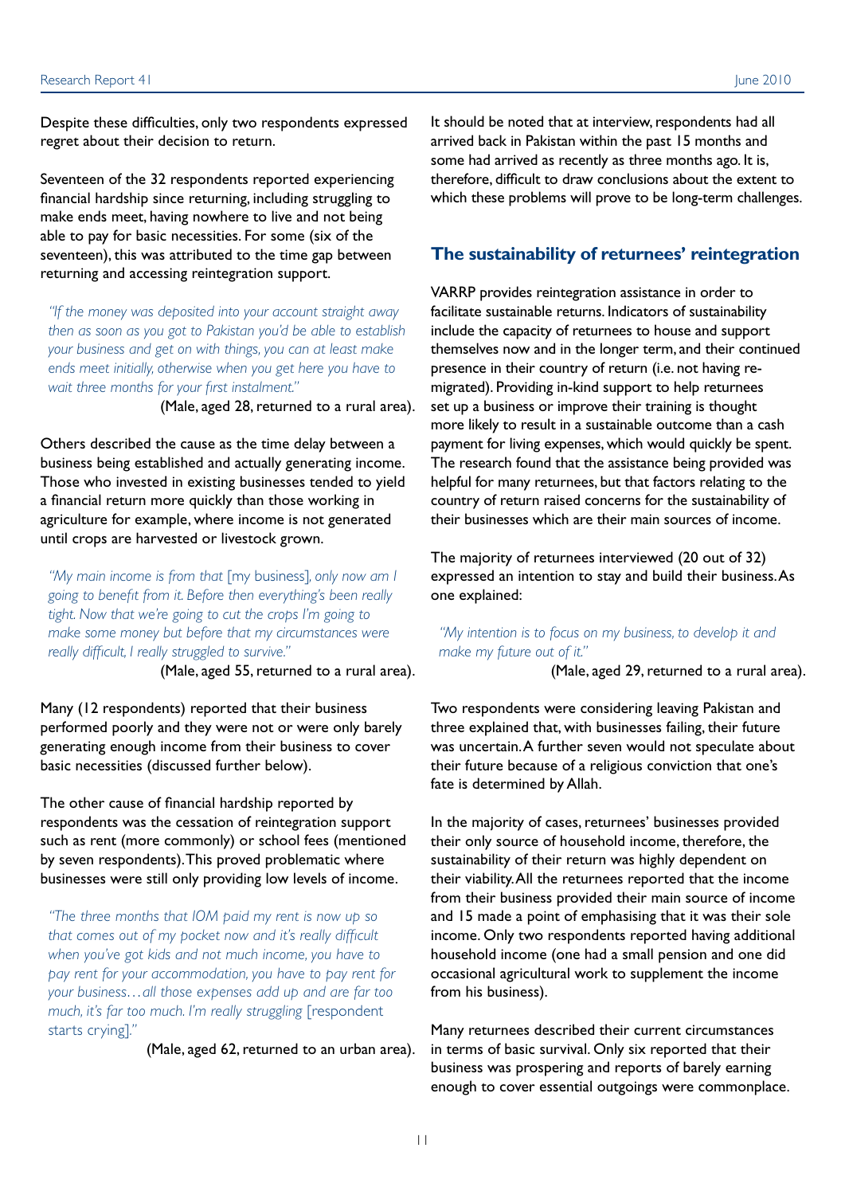Despite these difficulties, only two respondents expressed regret about their decision to return.

Seventeen of the 32 respondents reported experiencing financial hardship since returning, including struggling to make ends meet, having nowhere to live and not being able to pay for basic necessities. For some (six of the seventeen), this was attributed to the time gap between returning and accessing reintegration support.

> *"If the money was deposited into your account straight away then as soon as you got to Pakistan you'd be able to establish your business and get on with things, you can at least make ends meet initially, otherwise when you get here you have to wait three months for your first instalment."*
>
> (Male, aged 28, returned to a rural area).

Others described the cause as the time delay between a business being established and actually generating income. Those who invested in existing businesses tended to yield a financial return more quickly than those working in agriculture for example, where income is not generated until crops are harvested or livestock grown.

> *"My main income is from that* [my business]*, only now am I going to benefit from it. Before then everything's been really tight. Now that we're going to cut the crops I'm going to make some money but before that my circumstances were really difficult, I really struggled to survive."*
>
> (Male, aged 55, returned to a rural area).

Many (12 respondents) reported that their business performed poorly and they were not or were only barely generating enough income from their business to cover basic necessities (discussed further below).

The other cause of financial hardship reported by respondents was the cessation of reintegration support such as rent (more commonly) or school fees (mentioned by seven respondents). This proved problematic where businesses were still only providing low levels of income.

> *"The three months that IOM paid my rent is now up so that comes out of my pocket now and it's really difficult when you've got kids and not much income, you have to pay rent for your accommodation, you have to pay rent for your business…all those expenses add up and are far too much, it's far too much. I'm really struggling* [respondent starts crying]*."*
>
> (Male, aged 62, returned to an urban area).

It should be noted that at interview, respondents had all arrived back in Pakistan within the past 15 months and some had arrived as recently as three months ago. It is, therefore, difficult to draw conclusions about the extent to which these problems will prove to be long-term challenges.

## The sustainability of returnees' reintegration

VARRP provides reintegration assistance in order to facilitate sustainable returns. Indicators of sustainability include the capacity of returnees to house and support themselves now and in the longer term, and their continued presence in their country of return (i.e. not having re-migrated). Providing in-kind support to help returnees set up a business or improve their training is thought more likely to result in a sustainable outcome than a cash payment for living expenses, which would quickly be spent. The research found that the assistance being provided was helpful for many returnees, but that factors relating to the country of return raised concerns for the sustainability of their businesses which are their main sources of income.

The majority of returnees interviewed (20 out of 32) expressed an intention to stay and build their business. As one explained:

> *"My intention is to focus on my business, to develop it and make my future out of it."*
>
> (Male, aged 29, returned to a rural area).

Two respondents were considering leaving Pakistan and three explained that, with businesses failing, their future was uncertain. A further seven would not speculate about their future because of a religious conviction that one's fate is determined by Allah.

In the majority of cases, returnees' businesses provided their only source of household income, therefore, the sustainability of their return was highly dependent on their viability. All the returnees reported that the income from their business provided their main source of income and 15 made a point of emphasising that it was their sole income. Only two respondents reported having additional household income (one had a small pension and one did occasional agricultural work to supplement the income from his business).

Many returnees described their current circumstances in terms of basic survival. Only six reported that their business was prospering and reports of barely earning enough to cover essential outgoings were commonplace.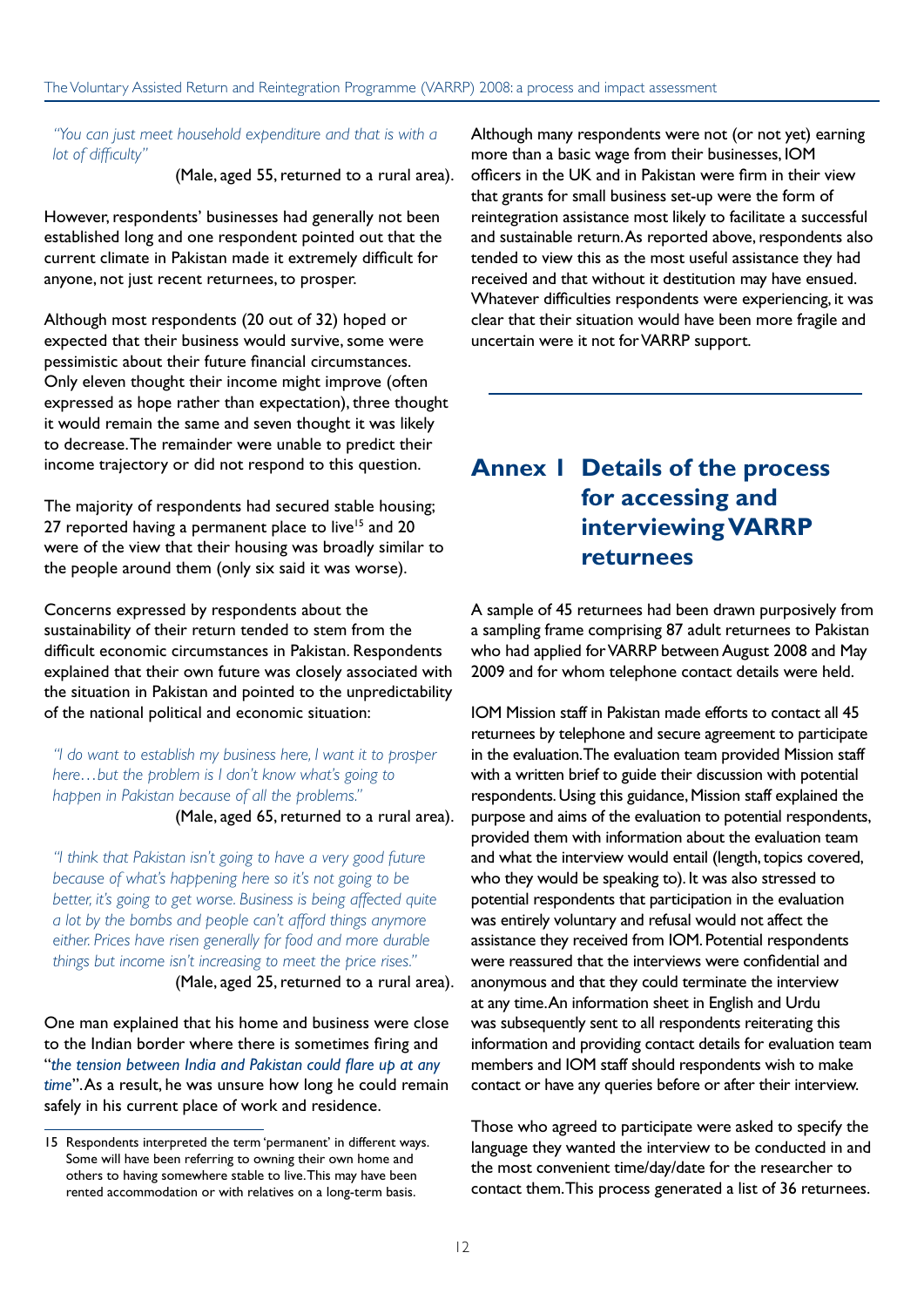*"You can just meet household expenditure and that is with a lot of difficulty"*

(Male, aged 55, returned to a rural area).

However, respondents' businesses had generally not been established long and one respondent pointed out that the current climate in Pakistan made it extremely difficult for anyone, not just recent returnees, to prosper.

Although most respondents (20 out of 32) hoped or expected that their business would survive, some were pessimistic about their future financial circumstances. Only eleven thought their income might improve (often expressed as hope rather than expectation), three thought it would remain the same and seven thought it was likely to decrease. The remainder were unable to predict their income trajectory or did not respond to this question.

The majority of respondents had secured stable housing; 27 reported having a permanent place to live[15] and 20 were of the view that their housing was broadly similar to the people around them (only six said it was worse).

Concerns expressed by respondents about the sustainability of their return tended to stem from the difficult economic circumstances in Pakistan. Respondents explained that their own future was closely associated with the situation in Pakistan and pointed to the unpredictability of the national political and economic situation:

*"I do want to establish my business here, I want it to prosper here…but the problem is I don't know what's going to happen in Pakistan because of all the problems."*

(Male, aged 65, returned to a rural area).

*"I think that Pakistan isn't going to have a very good future because of what's happening here so it's not going to be better, it's going to get worse. Business is being affected quite a lot by the bombs and people can't afford things anymore either. Prices have risen generally for food and more durable things but income isn't increasing to meet the price rises."*

(Male, aged 25, returned to a rural area).

One man explained that his home and business were close to the Indian border where there is sometimes firing and "*the tension between India and Pakistan could flare up at any time*". As a result, he was unsure how long he could remain safely in his current place of work and residence.

Although many respondents were not (or not yet) earning more than a basic wage from their businesses, IOM officers in the UK and in Pakistan were firm in their view that grants for small business set-up were the form of reintegration assistance most likely to facilitate a successful and sustainable return. As reported above, respondents also tended to view this as the most useful assistance they had received and that without it destitution may have ensued. Whatever difficulties respondents were experiencing, it was clear that their situation would have been more fragile and uncertain were it not for VARRP support.

# Annex 1 Details of the process for accessing and interviewing VARRP returnees

A sample of 45 returnees had been drawn purposively from a sampling frame comprising 87 adult returnees to Pakistan who had applied for VARRP between August 2008 and May 2009 and for whom telephone contact details were held.

IOM Mission staff in Pakistan made efforts to contact all 45 returnees by telephone and secure agreement to participate in the evaluation. The evaluation team provided Mission staff with a written brief to guide their discussion with potential respondents. Using this guidance, Mission staff explained the purpose and aims of the evaluation to potential respondents, provided them with information about the evaluation team and what the interview would entail (length, topics covered, who they would be speaking to). It was also stressed to potential respondents that participation in the evaluation was entirely voluntary and refusal would not affect the assistance they received from IOM. Potential respondents were reassured that the interviews were confidential and anonymous and that they could terminate the interview at any time. An information sheet in English and Urdu was subsequently sent to all respondents reiterating this information and providing contact details for evaluation team members and IOM staff should respondents wish to make contact or have any queries before or after their interview.

Those who agreed to participate were asked to specify the language they wanted the interview to be conducted in and the most convenient time/day/date for the researcher to contact them. This process generated a list of 36 returnees.

---

15 Respondents interpreted the term 'permanent' in different ways. Some will have been referring to owning their own home and others to having somewhere stable to live. This may have been rented accommodation or with relatives on a long-term basis.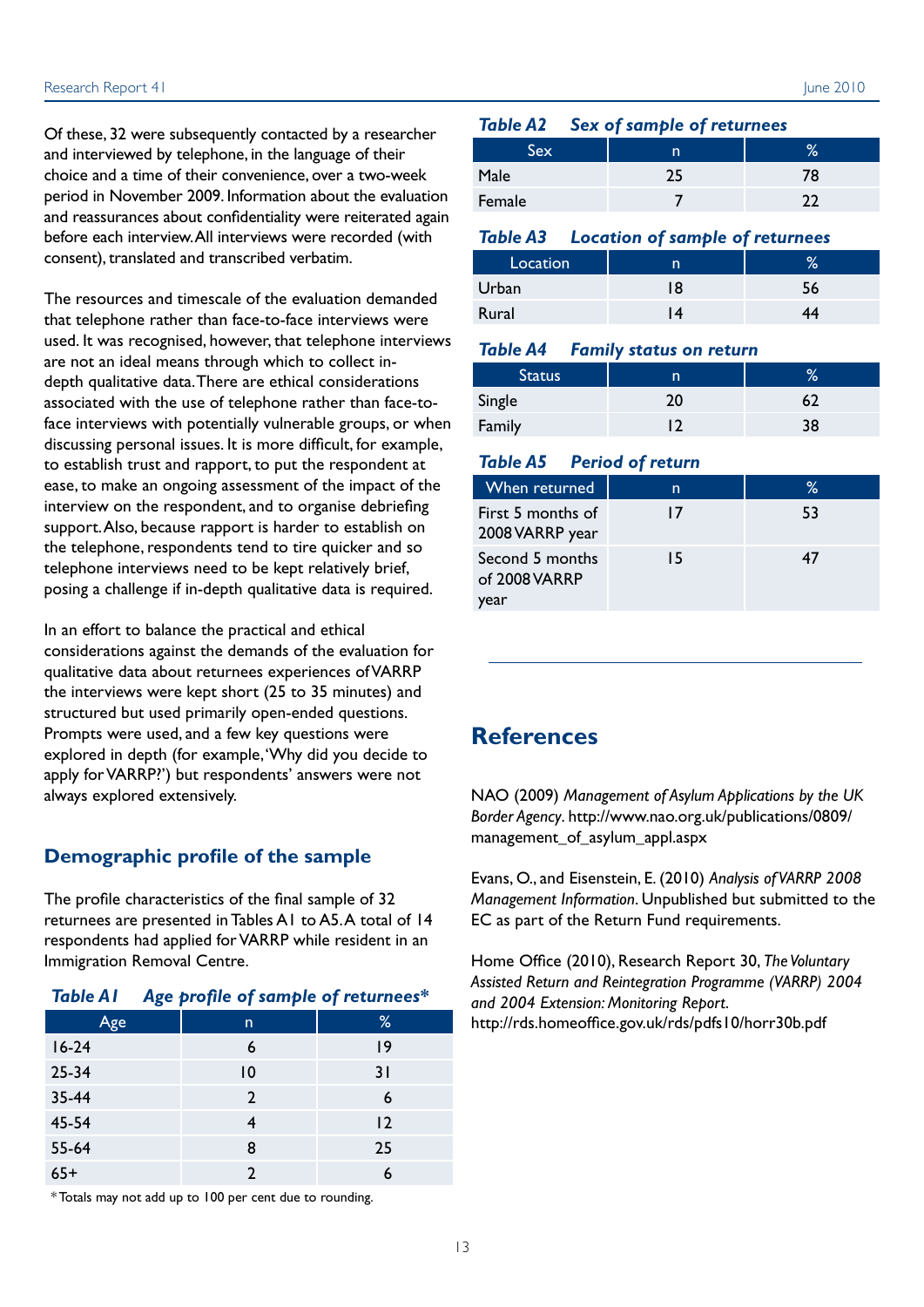Of these, 32 were subsequently contacted by a researcher and interviewed by telephone, in the language of their choice and a time of their convenience, over a two-week period in November 2009. Information about the evaluation and reassurances about confidentiality were reiterated again before each interview. All interviews were recorded (with consent), translated and transcribed verbatim.

The resources and timescale of the evaluation demanded that telephone rather than face-to-face interviews were used. It was recognised, however, that telephone interviews are not an ideal means through which to collect in-depth qualitative data. There are ethical considerations associated with the use of telephone rather than face-to-face interviews with potentially vulnerable groups, or when discussing personal issues. It is more difficult, for example, to establish trust and rapport, to put the respondent at ease, to make an ongoing assessment of the impact of the interview on the respondent, and to organise debriefing support. Also, because rapport is harder to establish on the telephone, respondents tend to tire quicker and so telephone interviews need to be kept relatively brief, posing a challenge if in-depth qualitative data is required.

In an effort to balance the practical and ethical considerations against the demands of the evaluation for qualitative data about returnees experiences of VARRP the interviews were kept short (25 to 35 minutes) and structured but used primarily open-ended questions. Prompts were used, and a few key questions were explored in depth (for example, 'Why did you decide to apply for VARRP?') but respondents' answers were not always explored extensively.

## Demographic profile of the sample

The profile characteristics of the final sample of 32 returnees are presented in Tables A1 to A5. A total of 14 respondents had applied for VARRP while resident in an Immigration Removal Centre.

***Table A1 Age profile of sample of returnees****

| Age | n | % |
|---|---|---|
| 16-24 | 6 | 19 |
| 25-34 | 10 | 31 |
| 35-44 | 2 | 6 |
| 45-54 | 4 | 12 |
| 55-64 | 8 | 25 |
| 65+ | 2 | 6 |

*Totals may not add up to 100 per cent due to rounding.

***Table A2 Sex of sample of returnees***

| Sex | n | % |
|---|---|---|
| Male | 25 | 78 |
| Female | 7 | 22 |

***Table A3 Location of sample of returnees***

| Location | n | % |
|---|---|---|
| Urban | 18 | 56 |
| Rural | 14 | 44 |

***Table A4 Family status on return***

| Status | n | % |
|---|---|---|
| Single | 20 | 62 |
| Family | 12 | 38 |

***Table A5 Period of return***

| When returned | n | % |
|---|---|---|
| First 5 months of 2008 VARRP year | 17 | 53 |
| Second 5 months of 2008 VARRP year | 15 | 47 |

## References

NAO (2009) *Management of Asylum Applications by the UK Border Agency*. http://www.nao.org.uk/publications/0809/management_of_asylum_appl.aspx

Evans, O., and Eisenstein, E. (2010) *Analysis of VARRP 2008 Management Information*. Unpublished but submitted to the EC as part of the Return Fund requirements.

Home Office (2010), Research Report 30, *The Voluntary Assisted Return and Reintegration Programme (VARRP) 2004 and 2004 Extension: Monitoring Report*. http://rds.homeoffice.gov.uk/rds/pdfs10/horr30b.pdf